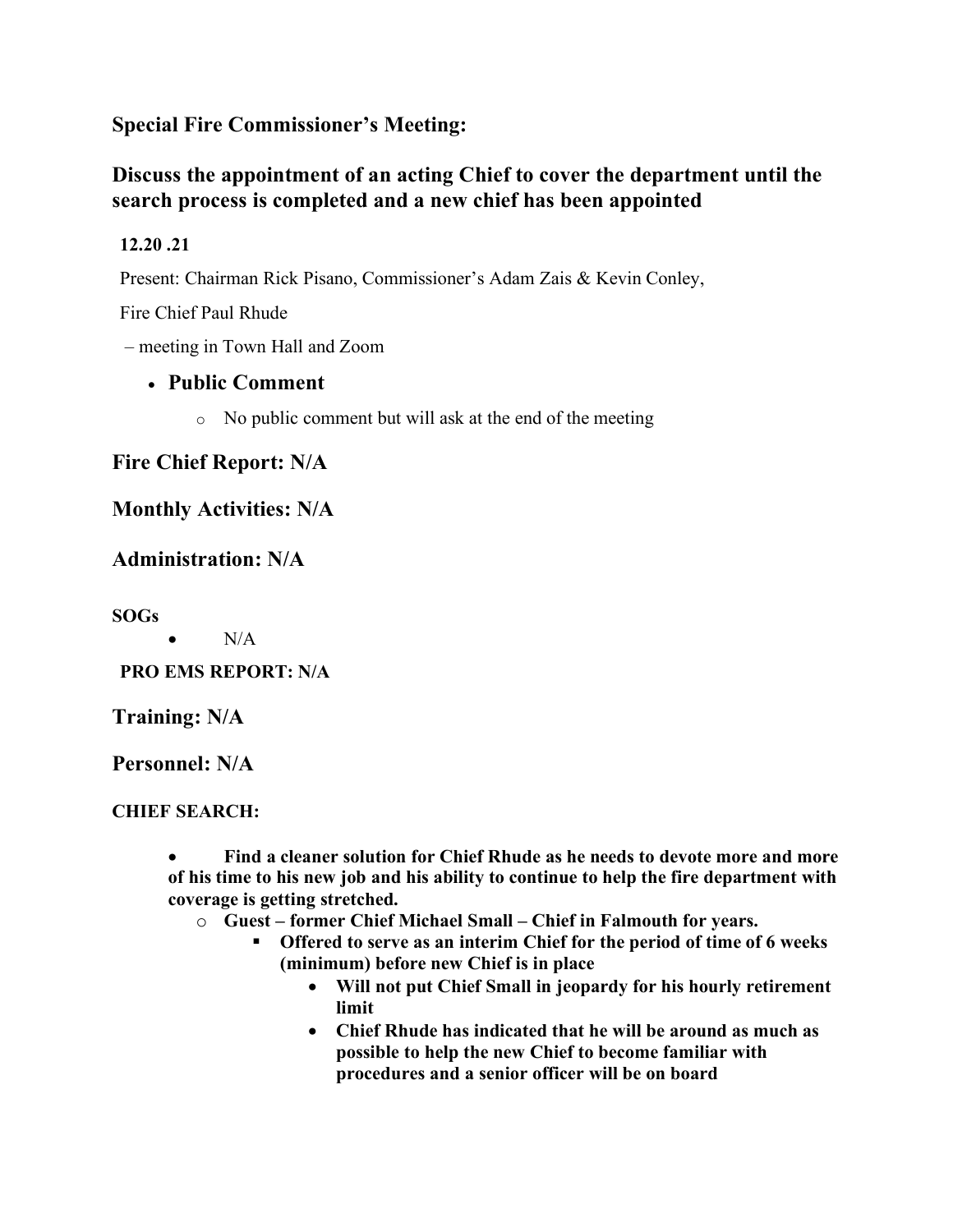## Special Fire Commissioner's Meeting:

## Discuss the appointment of an acting Chief to cover the department until the search process is completed and a new chief has been appointed

**12.20 .21**

Present: Chairman Rick Pisano, Commissioner's Adam Zais & Kevin Conley,

Fire Chief Paul Rhude

– meeting in Town Hall and Zoom

- **Public Comment**
  - No public comment but will ask at the end of the meeting

## Fire Chief Report: N/A

## Monthly Activities: N/A

## Administration: N/A

**SOGs**

- N/A

**PRO EMS REPORT: N/A**

## Training: N/A

## Personnel: N/A

**CHIEF SEARCH:**

- **Find a cleaner solution for Chief Rhude as he needs to devote more and more of his time to his new job and his ability to continue to help the fire department with coverage is getting stretched.**
  - **Guest – former Chief Michael Small – Chief in Falmouth for years.**
    - **Offered to serve as an interim Chief for the period of time of 6 weeks (minimum) before new Chief is in place**
      - **Will not put Chief Small in jeopardy for his hourly retirement limit**
      - **Chief Rhude has indicated that he will be around as much as possible to help the new Chief to become familiar with procedures and a senior officer will be on board**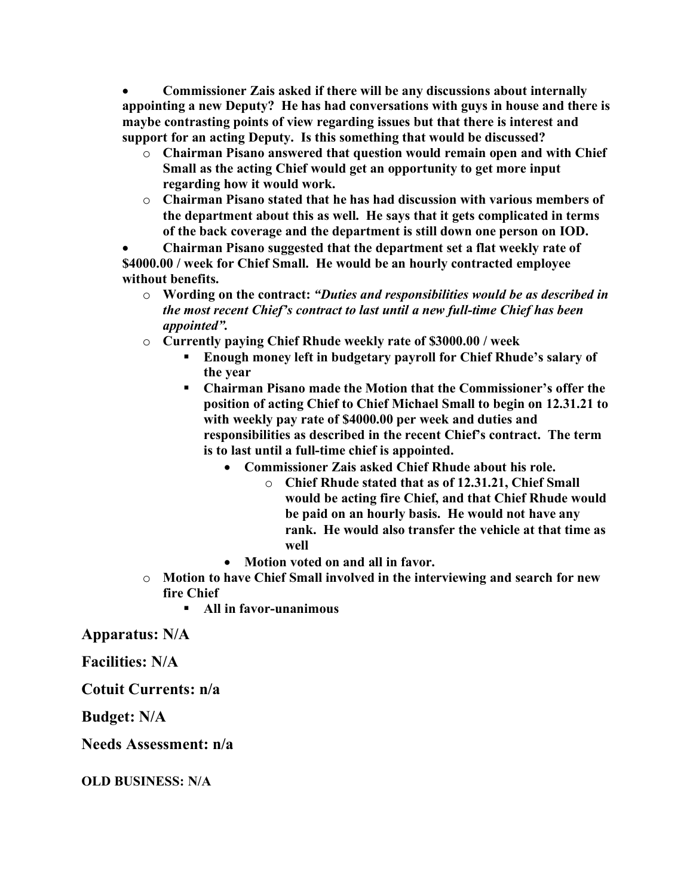- **Commissioner Zais asked if there will be any discussions about internally appointing a new Deputy? He has had conversations with guys in house and there is maybe contrasting points of view regarding issues but that there is interest and support for an acting Deputy. Is this something that would be discussed?**
    - **Chairman Pisano answered that question would remain open and with Chief Small as the acting Chief would get an opportunity to get more input regarding how it would work.**
    - **Chairman Pisano stated that he has had discussion with various members of the department about this as well. He says that it gets complicated in terms of the back coverage and the department is still down one person on IOD.**
- **Chairman Pisano suggested that the department set a flat weekly rate of $4000.00 / week for Chief Small. He would be an hourly contracted employee without benefits.**
    - **Wording on the contract:** ***"Duties and responsibilities would be as described in the most recent Chief's contract to last until a new full-time Chief has been appointed".***
    - **Currently paying Chief Rhude weekly rate of $3000.00 / week**
        - **Enough money left in budgetary payroll for Chief Rhude's salary of the year**
        - **Chairman Pisano made the Motion that the Commissioner's offer the position of acting Chief to Chief Michael Small to begin on 12.31.21 to with weekly pay rate of $4000.00 per week and duties and responsibilities as described in the recent Chief's contract. The term is to last until a full-time chief is appointed.**
            - **Commissioner Zais asked Chief Rhude about his role.**
                - **Chief Rhude stated that as of 12.31.21, Chief Small would be acting fire Chief, and that Chief Rhude would be paid on an hourly basis. He would not have any rank. He would also transfer the vehicle at that time as well**
            - **Motion voted on and all in favor.**
    - **Motion to have Chief Small involved in the interviewing and search for new fire Chief**
        - **All in favor-unanimous**

## Apparatus: N/A

## Facilities: N/A

## Cotuit Currents: n/a

## Budget: N/A

## Needs Assessment: n/a

**OLD BUSINESS: N/A**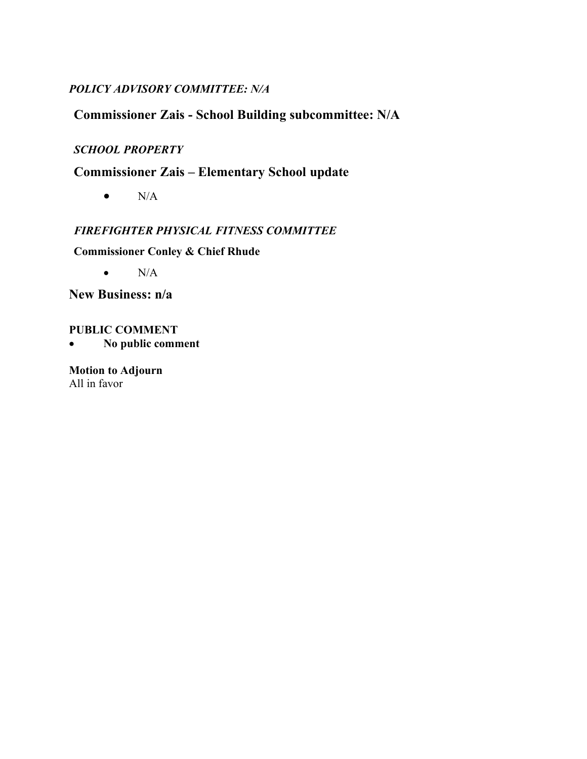***POLICY ADVISORY COMMITTEE: N/A***

## Commissioner Zais - School Building subcommittee: N/A

***SCHOOL PROPERTY***

## Commissioner Zais – Elementary School update

- N/A

***FIREFIGHTER PHYSICAL FITNESS COMMITTEE***

**Commissioner Conley & Chief Rhude**

- N/A

## New Business: n/a

**PUBLIC COMMENT**

- **No public comment**

**Motion to Adjourn**
All in favor